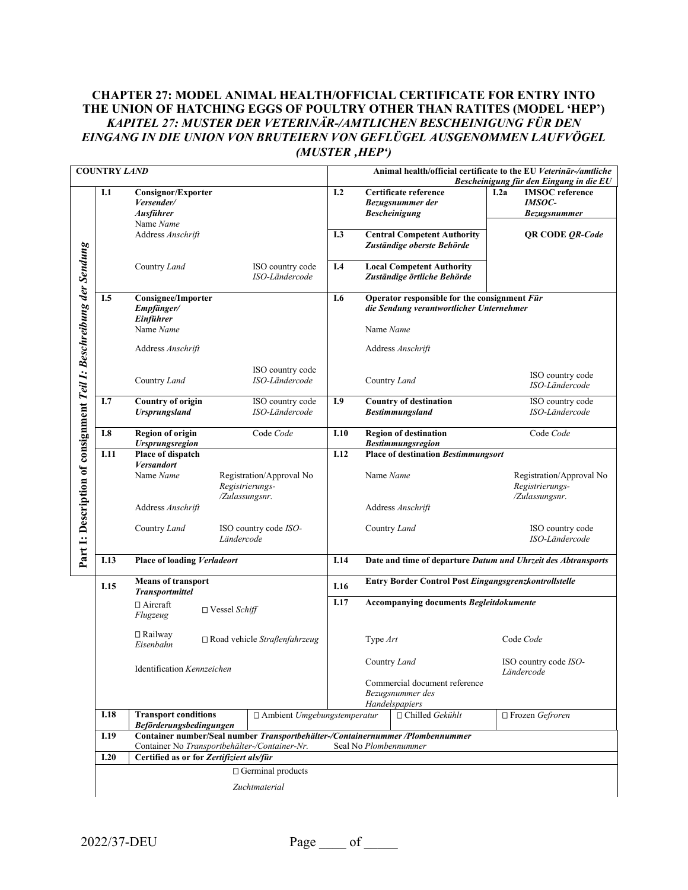# CHAPTER 27: MODEL ANIMAL HEALTH/OFFICIAL CERTIFICATE FOR ENTRY INTO THE UNION OF HATCHING EGGS OF POULTRY OTHER THAN RATITES (MODEL 'HEP')

## *KAPITEL 27: MUSTER DER VETERINÄR-/AMTLICHEN BESCHEINIGUNG FÜR DEN EINGANG IN DIE UNION VON BRUTEIERN VON GEFLÜGEL AUSGENOMMEN LAUFVÖGEL (MUSTER ,HEP')*

**COUNTRY** ***LAND***

**Animal health/official certificate to the EU** ***Veterinär-/amtliche Bescheinigung für den Eingang in die EU***

**Part I: Description of consignment** ***Teil I: Beschreibung der Sendung***

| | | | |
|---|---|---|---|
| **I.1** | **Consignor/Exporter** ***Versender/ Ausführer***<br>Name *Name*<br>Address *Anschrift*<br>Country *Land* ISO country code *ISO-Ländercode* | **I.2** | **Certificate reference** ***Bezugsnummer der Bescheinigung*** / **I.2a IMSOC reference** ***IMSOC-Bezugsnummer*** |
| | | **I.3** | **Central Competent Authority** ***Zuständige oberste Behörde*** / **QR CODE** ***QR-Code*** |
| | | **I.4** | **Local Competent Authority** ***Zuständige örtliche Behörde*** |
| **I.5** | **Consignee/Importer** ***Empfänger/ Einführer***<br>Name *Name*<br>Address *Anschrift*<br>Country *Land* ISO country code *ISO-Ländercode* | **I.6** | **Operator responsible for the consignment** ***Für die Sendung verantwortlicher Unternehmer***<br>Name *Name*<br>Address *Anschrift*<br>Country *Land* ISO country code *ISO-Ländercode* |
| **I.7** | **Country of origin** ***Ursprungsland*** ISO country code *ISO-Ländercode* | **I.9** | **Country of destination** ***Bestimmungsland*** ISO country code *ISO-Ländercode* |
| **I.8** | **Region of origin** ***Ursprungsregion*** Code *Code* | **I.10** | **Region of destination** ***Bestimmungsregion*** Code *Code* |
| **I.11** | **Place of dispatch** ***Versandort***<br>Name *Name* Registration/Approval No *Registrierungs-/Zulassungsnr.*<br>Address *Anschrift*<br>Country *Land* ISO country code *ISO-Ländercode* | **I.12** | **Place of destination** ***Bestimmungsort***<br>Name *Name* Registration/Approval No *Registrierungs-/Zulassungsnr.*<br>Address *Anschrift*<br>Country *Land* ISO country code *ISO-Ländercode* |
| **I.13** | **Place of loading** ***Verladeort*** | **I.14** | **Date and time of departure** ***Datum und Uhrzeit des Abtransports*** |
| **I.15** | **Means of transport** ***Transportmittel***<br>☐ Aircraft *Flugzeug* ☐ Vessel *Schiff*<br>☐ Railway *Eisenbahn* ☐ Road vehicle *Straßenfahrzeug*<br>Identification *Kennzeichen* | **I.16** | **Entry Border Control Post** ***Eingangsgrenzkontrollstelle*** |
| | | **I.17** | **Accompanying documents** ***Begleitdokumente***<br>Type *Art* Code *Code*<br>Country *Land* ISO country code *ISO-Ländercode*<br>Commercial document reference *Bezugsnummer des Handelspapiers* |
| **I.18** | **Transport conditions** ***Beförderungsbedingungen*** | | ☐ Ambient *Umgebungstemperatur* ☐ Chilled *Gekühlt* ☐ Frozen *Gefroren* |
| **I.19** | **Container number/Seal number** ***Transportbehälter-/Containernummer /Plombennummer***<br>Container No *Transportbehälter-/Container-Nr.* Seal No *Plombennummer* | | |
| **I.20** | **Certified as or for** ***Zertifiziert als/für***<br>☐ Germinal products *Zuchtmaterial* | | |

2022/37-DEU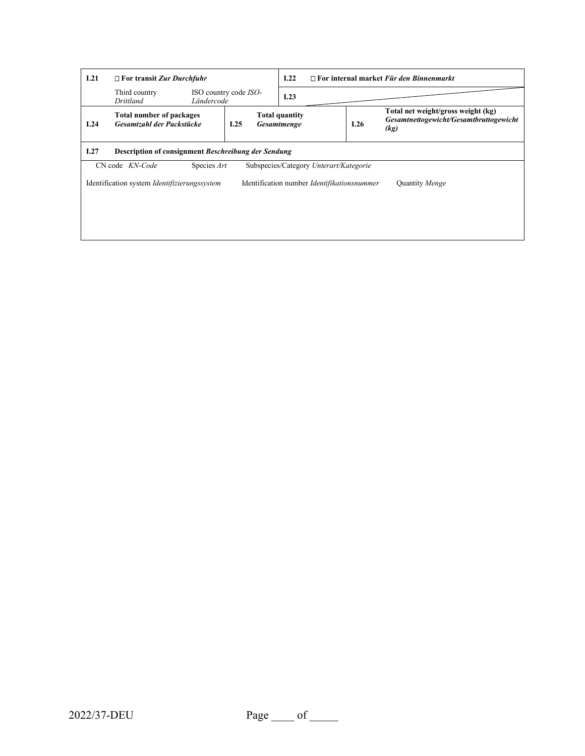| I.21 | ☐ **For transit** ***Zur Durchfuhr*** | | I.22 | ☐ **For internal market** ***Für den Binnenmarkt*** | |
|---|---|---|---|---|---|
| | Third country *Drittland* | ISO country code *ISO-Ländercode* | I.23 | | |
| I.24 | **Total number of packages** ***Gesamtzahl der Packstücke*** | I.25 | **Total quantity** ***Gesamtmenge*** | I.26 | **Total net weight/gross weight (kg)** ***Gesamtnettogewicht/Gesamtbruttogewicht (kg)*** |
| I.27 | **Description of consignment** ***Beschreibung der Sendung*** | | | | |

CN code *KN-Code* | Species *Art* | Subspecies/Category *Unterart/Kategorie*

Identification system *Identifizierungssystem* | Identification number *Identifikationsnummer* | Quantity *Menge*

2022/37-DEU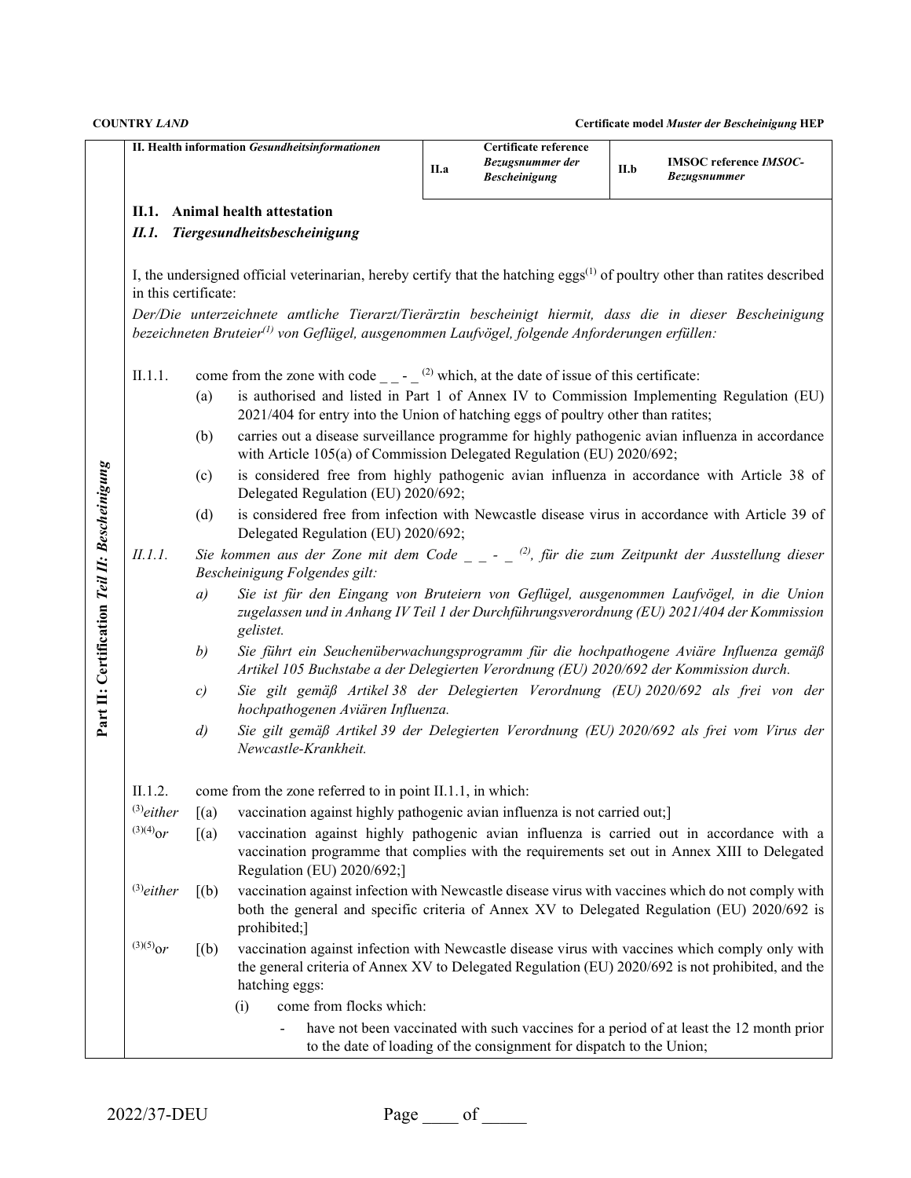| II. Health information *Gesundheitsinformationen* | II.a | Certificate reference *Bezugsnummer der Bescheinigung* | II.b | IMSOC reference *IMSOC-Bezugsnummer* |
|---|---|---|---|---|

**Part II: Certification** *Teil II: Bescheinigung*

## II.1. Animal health attestation

## *II.1. Tiergesundheitsbescheinigung*

I, the undersigned official veterinarian, hereby certify that the hatching eggs[1] of poultry other than ratites described in this certificate:

*Der/Die unterzeichnete amtliche Tierarzt/Tierärztin bescheinigt hiermit, dass die in dieser Bescheinigung bezeichneten Bruteier[1] von Geflügel, ausgenommen Laufvögel, folgende Anforderungen erfüllen:*

II.1.1. come from the zone with code _ _ - _ [2] which, at the date of issue of this certificate:

(a) is authorised and listed in Part 1 of Annex IV to Commission Implementing Regulation (EU) 2021/404 for entry into the Union of hatching eggs of poultry other than ratites;

(b) carries out a disease surveillance programme for highly pathogenic avian influenza in accordance with Article 105(a) of Commission Delegated Regulation (EU) 2020/692;

(c) is considered free from highly pathogenic avian influenza in accordance with Article 38 of Delegated Regulation (EU) 2020/692;

(d) is considered free from infection with Newcastle disease virus in accordance with Article 39 of Delegated Regulation (EU) 2020/692;

*II.1.1. Sie kommen aus der Zone mit dem Code _ _ - _ [2], für die zum Zeitpunkt der Ausstellung dieser Bescheinigung Folgendes gilt:*

*a) Sie ist für den Eingang von Bruteiern von Geflügel, ausgenommen Laufvögel, in die Union zugelassen und in Anhang IV Teil 1 der Durchführungsverordnung (EU) 2021/404 der Kommission gelistet.*

*b) Sie führt ein Seuchenüberwachungsprogramm für die hochpathogene Aviäre Influenza gemäß Artikel 105 Buchstabe a der Delegierten Verordnung (EU) 2020/692 der Kommission durch.*

*c) Sie gilt gemäß Artikel 38 der Delegierten Verordnung (EU) 2020/692 als frei von der hochpathogenen Aviären Influenza.*

*d) Sie gilt gemäß Artikel 39 der Delegierten Verordnung (EU) 2020/692 als frei vom Virus der Newcastle-Krankheit.*

II.1.2. come from the zone referred to in point II.1.1, in which:

[3]*either* [(a) vaccination against highly pathogenic avian influenza is not carried out;]

[3][4]*or* [(a) vaccination against highly pathogenic avian influenza is carried out in accordance with a vaccination programme that complies with the requirements set out in Annex XIII to Delegated Regulation (EU) 2020/692;]

[3]*either* [(b) vaccination against infection with Newcastle disease virus with vaccines which do not comply with both the general and specific criteria of Annex XV to Delegated Regulation (EU) 2020/692 is prohibited;]

[3][5]*or* [(b) vaccination against infection with Newcastle disease virus with vaccines which comply only with the general criteria of Annex XV to Delegated Regulation (EU) 2020/692 is not prohibited, and the hatching eggs:

(i) come from flocks which:

- have not been vaccinated with such vaccines for a period of at least the 12 month prior to the date of loading of the consignment for dispatch to the Union;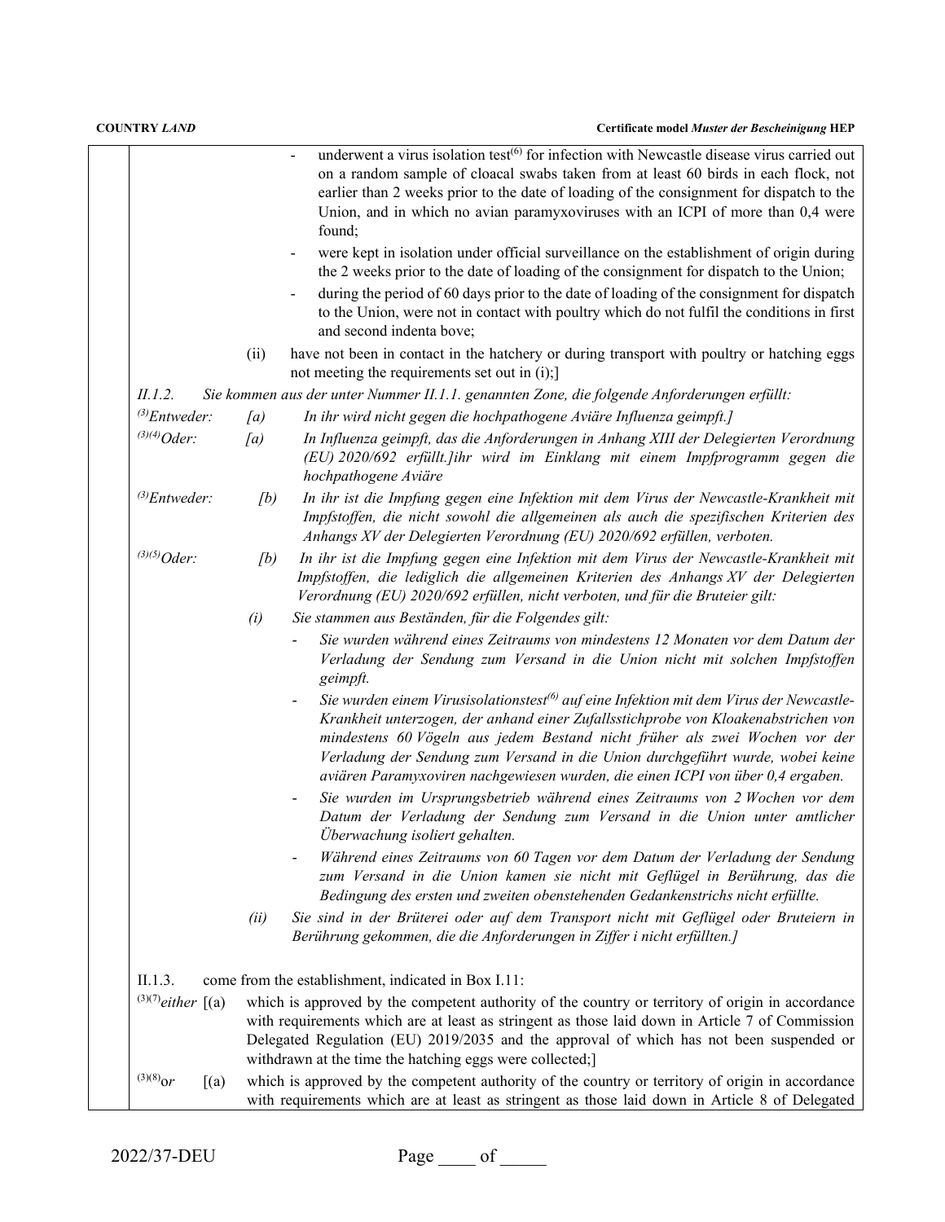- underwent a virus isolation test[6] for infection with Newcastle disease virus carried out on a random sample of cloacal swabs taken from at least 60 birds in each flock, not earlier than 2 weeks prior to the date of loading of the consignment for dispatch to the Union, and in which no avian paramyxoviruses with an ICPI of more than 0,4 were found;
- were kept in isolation under official surveillance on the establishment of origin during the 2 weeks prior to the date of loading of the consignment for dispatch to the Union;
- during the period of 60 days prior to the date of loading of the consignment for dispatch to the Union, were not in contact with poultry which do not fulfil the conditions in first and second indenta bove;

(ii) have not been in contact in the hatchery or during transport with poultry or hatching eggs not meeting the requirements set out in (i);]

*II.1.2. Sie kommen aus der unter Nummer II.1.1. genannten Zone, die folgende Anforderungen erfüllt:*

*[3]Entweder: [a) In ihr wird nicht gegen die hochpathogene Aviäre Influenza geimpft.]*

*[3][4]Oder: [a) In Influenza geimpft, das die Anforderungen in Anhang XIII der Delegierten Verordnung (EU) 2020/692 erfüllt.]ihr wird im Einklang mit einem Impfprogramm gegen die hochpathogene Aviäre*

*[3]Entweder: [b) In ihr ist die Impfung gegen eine Infektion mit dem Virus der Newcastle-Krankheit mit Impfstoffen, die nicht sowohl die allgemeinen als auch die spezifischen Kriterien des Anhangs XV der Delegierten Verordnung (EU) 2020/692 erfüllen, verboten.*

*[3][5]Oder: [b) In ihr ist die Impfung gegen eine Infektion mit dem Virus der Newcastle-Krankheit mit Impfstoffen, die lediglich die allgemeinen Kriterien des Anhangs XV der Delegierten Verordnung (EU) 2020/692 erfüllen, nicht verboten, und für die Bruteier gilt:*

*(i) Sie stammen aus Beständen, für die Folgendes gilt:*

- *Sie wurden während eines Zeitraums von mindestens 12 Monaten vor dem Datum der Verladung der Sendung zum Versand in die Union nicht mit solchen Impfstoffen geimpft.*
- *Sie wurden einem Virusisolationstest[6] auf eine Infektion mit dem Virus der Newcastle-Krankheit unterzogen, der anhand einer Zufallsstichprobe von Kloakenabstrichen von mindestens 60 Vögeln aus jedem Bestand nicht früher als zwei Wochen vor der Verladung der Sendung zum Versand in die Union durchgeführt wurde, wobei keine aviären Paramyxoviren nachgewiesen wurden, die einen ICPI von über 0,4 ergaben.*
- *Sie wurden im Ursprungsbetrieb während eines Zeitraums von 2 Wochen vor dem Datum der Verladung der Sendung zum Versand in die Union unter amtlicher Überwachung isoliert gehalten.*
- *Während eines Zeitraums von 60 Tagen vor dem Datum der Verladung der Sendung zum Versand in die Union kamen sie nicht mit Geflügel in Berührung, das die Bedingung des ersten und zweiten obenstehenden Gedankenstrichs nicht erfüllte.*

*(ii) Sie sind in der Brüterei oder auf dem Transport nicht mit Geflügel oder Bruteiern in Berührung gekommen, die die Anforderungen in Ziffer i nicht erfüllten.]*

II.1.3. come from the establishment, indicated in Box I.11:

[3][7]*either* [(a) which is approved by the competent authority of the country or territory of origin in accordance with requirements which are at least as stringent as those laid down in Article 7 of Commission Delegated Regulation (EU) 2019/2035 and the approval of which has not been suspended or withdrawn at the time the hatching eggs were collected;]

[3][8]*or* [(a) which is approved by the competent authority of the country or territory of origin in accordance with requirements which are at least as stringent as those laid down in Article 8 of Delegated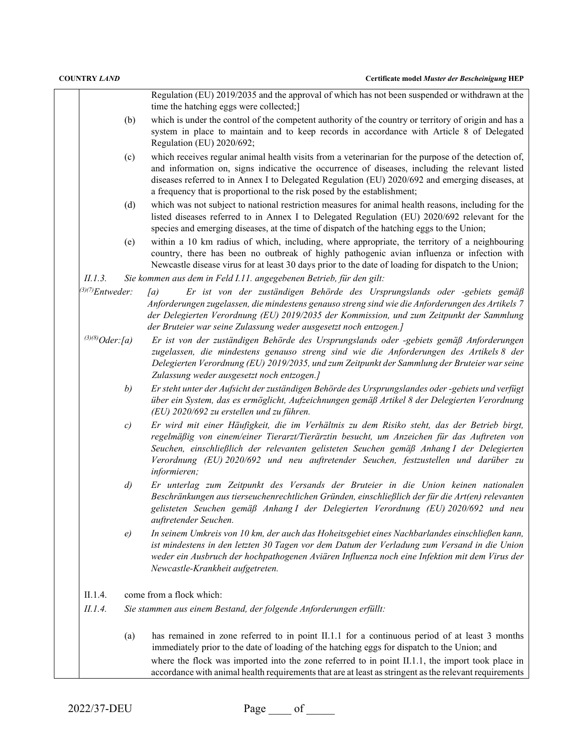Regulation (EU) 2019/2035 and the approval of which has not been suspended or withdrawn at the time the hatching eggs were collected;]

(b) which is under the control of the competent authority of the country or territory of origin and has a system in place to maintain and to keep records in accordance with Article 8 of Delegated Regulation (EU) 2020/692;

(c) which receives regular animal health visits from a veterinarian for the purpose of the detection of, and information on, signs indicative the occurrence of diseases, including the relevant listed diseases referred to in Annex I to Delegated Regulation (EU) 2020/692 and emerging diseases, at a frequency that is proportional to the risk posed by the establishment;

(d) which was not subject to national restriction measures for animal health reasons, including for the listed diseases referred to in Annex I to Delegated Regulation (EU) 2020/692 relevant for the species and emerging diseases, at the time of dispatch of the hatching eggs to the Union;

(e) within a 10 km radius of which, including, where appropriate, the territory of a neighbouring country, there has been no outbreak of highly pathogenic avian influenza or infection with Newcastle disease virus for at least 30 days prior to the date of loading for dispatch to the Union;

*II.1.3. Sie kommen aus dem in Feld I.11. angegebenen Betrieb, für den gilt:*

*[3][7]Entweder: [a) Er ist von der zuständigen Behörde des Ursprungslands oder -gebiets gemäß Anforderungen zugelassen, die mindestens genauso streng sind wie die Anforderungen des Artikels 7 der Delegierten Verordnung (EU) 2019/2035 der Kommission, und zum Zeitpunkt der Sammlung der Bruteier war seine Zulassung weder ausgesetzt noch entzogen.]*

*[3][8]Oder: [a) Er ist von der zuständigen Behörde des Ursprungslands oder -gebiets gemäß Anforderungen zugelassen, die mindestens genauso streng sind wie die Anforderungen des Artikels 8 der Delegierten Verordnung (EU) 2019/2035, und zum Zeitpunkt der Sammlung der Bruteier war seine Zulassung weder ausgesetzt noch entzogen.]*

*b) Er steht unter der Aufsicht der zuständigen Behörde des Ursprungslandes oder -gebiets und verfügt über ein System, das es ermöglicht, Aufzeichnungen gemäß Artikel 8 der Delegierten Verordnung (EU) 2020/692 zu erstellen und zu führen.*

*c) Er wird mit einer Häufigkeit, die im Verhältnis zu dem Risiko steht, das der Betrieb birgt, regelmäßig von einem/einer Tierarzt/Tierärztin besucht, um Anzeichen für das Auftreten von Seuchen, einschließlich der relevanten gelisteten Seuchen gemäß Anhang I der Delegierten Verordnung (EU) 2020/692 und neu auftretender Seuchen, festzustellen und darüber zu informieren;*

*d) Er unterlag zum Zeitpunkt des Versands der Bruteier in die Union keinen nationalen Beschränkungen aus tierseuchenrechtlichen Gründen, einschließlich der für die Art(en) relevanten gelisteten Seuchen gemäß Anhang I der Delegierten Verordnung (EU) 2020/692 und neu auftretender Seuchen.*

*e) In seinem Umkreis von 10 km, der auch das Hoheitsgebiet eines Nachbarlandes einschließen kann, ist mindestens in den letzten 30 Tagen vor dem Datum der Verladung zum Versand in die Union weder ein Ausbruch der hochpathogenen Aviären Influenza noch eine Infektion mit dem Virus der Newcastle-Krankheit aufgetreten.*

II.1.4. come from a flock which:

*II.1.4. Sie stammen aus einem Bestand, der folgende Anforderungen erfüllt:*

(a) has remained in zone referred to in point II.1.1 for a continuous period of at least 3 months immediately prior to the date of loading of the hatching eggs for dispatch to the Union; and

where the flock was imported into the zone referred to in point II.1.1, the import took place in accordance with animal health requirements that are at least as stringent as the relevant requirements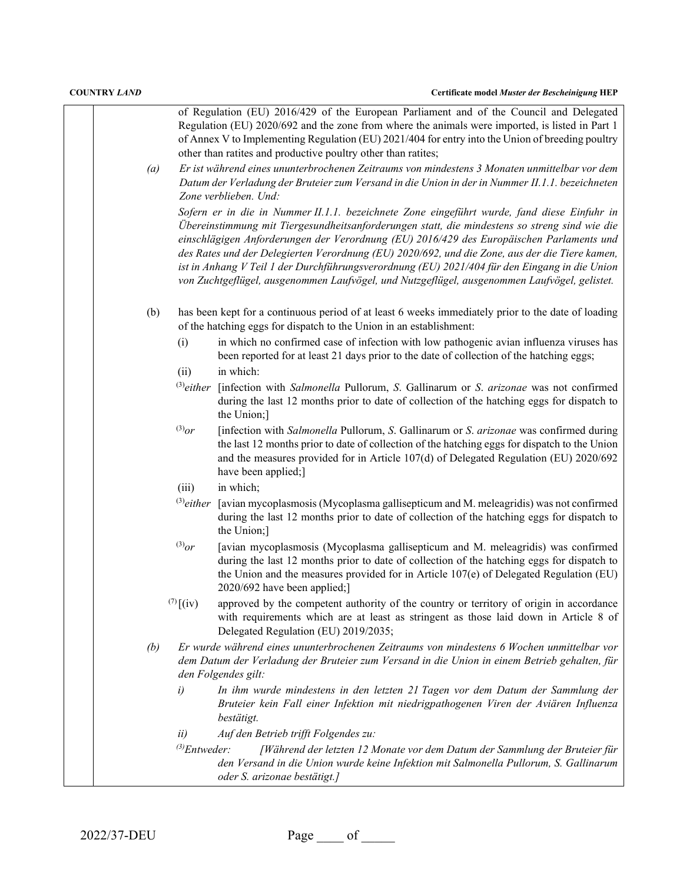of Regulation (EU) 2016/429 of the European Parliament and of the Council and Delegated Regulation (EU) 2020/692 and the zone from where the animals were imported, is listed in Part 1 of Annex V to Implementing Regulation (EU) 2021/404 for entry into the Union of breeding poultry other than ratites and productive poultry other than ratites;

*(a)* *Er ist während eines ununterbrochenen Zeitraums von mindestens 3 Monaten unmittelbar vor dem Datum der Verladung der Bruteier zum Versand in die Union in der in Nummer II.1.1. bezeichneten Zone verblieben. Und:*

*Sofern er in die in Nummer II.1.1. bezeichnete Zone eingeführt wurde, fand diese Einfuhr in Übereinstimmung mit Tiergesundheitsanforderungen statt, die mindestens so streng sind wie die einschlägigen Anforderungen der Verordnung (EU) 2016/429 des Europäischen Parlaments und des Rates und der Delegierten Verordnung (EU) 2020/692, und die Zone, aus der die Tiere kamen, ist in Anhang V Teil 1 der Durchführungsverordnung (EU) 2021/404 für den Eingang in die Union von Zuchtgeflügel, ausgenommen Laufvögel, und Nutzgeflügel, ausgenommen Laufvögel, gelistet.*

(b) has been kept for a continuous period of at least 6 weeks immediately prior to the date of loading of the hatching eggs for dispatch to the Union in an establishment:

(i) in which no confirmed case of infection with low pathogenic avian influenza viruses has been reported for at least 21 days prior to the date of collection of the hatching eggs;

(ii) in which:

[3]*either* [infection with *Salmonella* Pullorum, *S*. Gallinarum or *S. arizonae* was not confirmed during the last 12 months prior to date of collection of the hatching eggs for dispatch to the Union;]

[3]*or* [infection with *Salmonella* Pullorum, *S*. Gallinarum or *S. arizonae* was confirmed during the last 12 months prior to date of collection of the hatching eggs for dispatch to the Union and the measures provided for in Article 107(d) of Delegated Regulation (EU) 2020/692 have been applied;]

(iii) in which;

[3]*either* [avian mycoplasmosis (Mycoplasma gallisepticum and M. meleagridis) was not confirmed during the last 12 months prior to date of collection of the hatching eggs for dispatch to the Union;]

[3]*or* [avian mycoplasmosis (Mycoplasma gallisepticum and M. meleagridis) was confirmed during the last 12 months prior to date of collection of the hatching eggs for dispatch to the Union and the measures provided for in Article 107(e) of Delegated Regulation (EU) 2020/692 have been applied;]

[7][(iv) approved by the competent authority of the country or territory of origin in accordance with requirements which are at least as stringent as those laid down in Article 8 of Delegated Regulation (EU) 2019/2035;

*(b)* *Er wurde während eines ununterbrochenen Zeitraums von mindestens 6 Wochen unmittelbar vor dem Datum der Verladung der Bruteier zum Versand in die Union in einem Betrieb gehalten, für den Folgendes gilt:*

*i)* *In ihm wurde mindestens in den letzten 21 Tagen vor dem Datum der Sammlung der Bruteier kein Fall einer Infektion mit niedrigpathogenen Viren der Aviären Influenza bestätigt.*

*ii)* *Auf den Betrieb trifft Folgendes zu:*

[3]*Entweder:* *[Während der letzten 12 Monate vor dem Datum der Sammlung der Bruteier für den Versand in die Union wurde keine Infektion mit Salmonella Pullorum, S. Gallinarum oder S. arizonae bestätigt.]*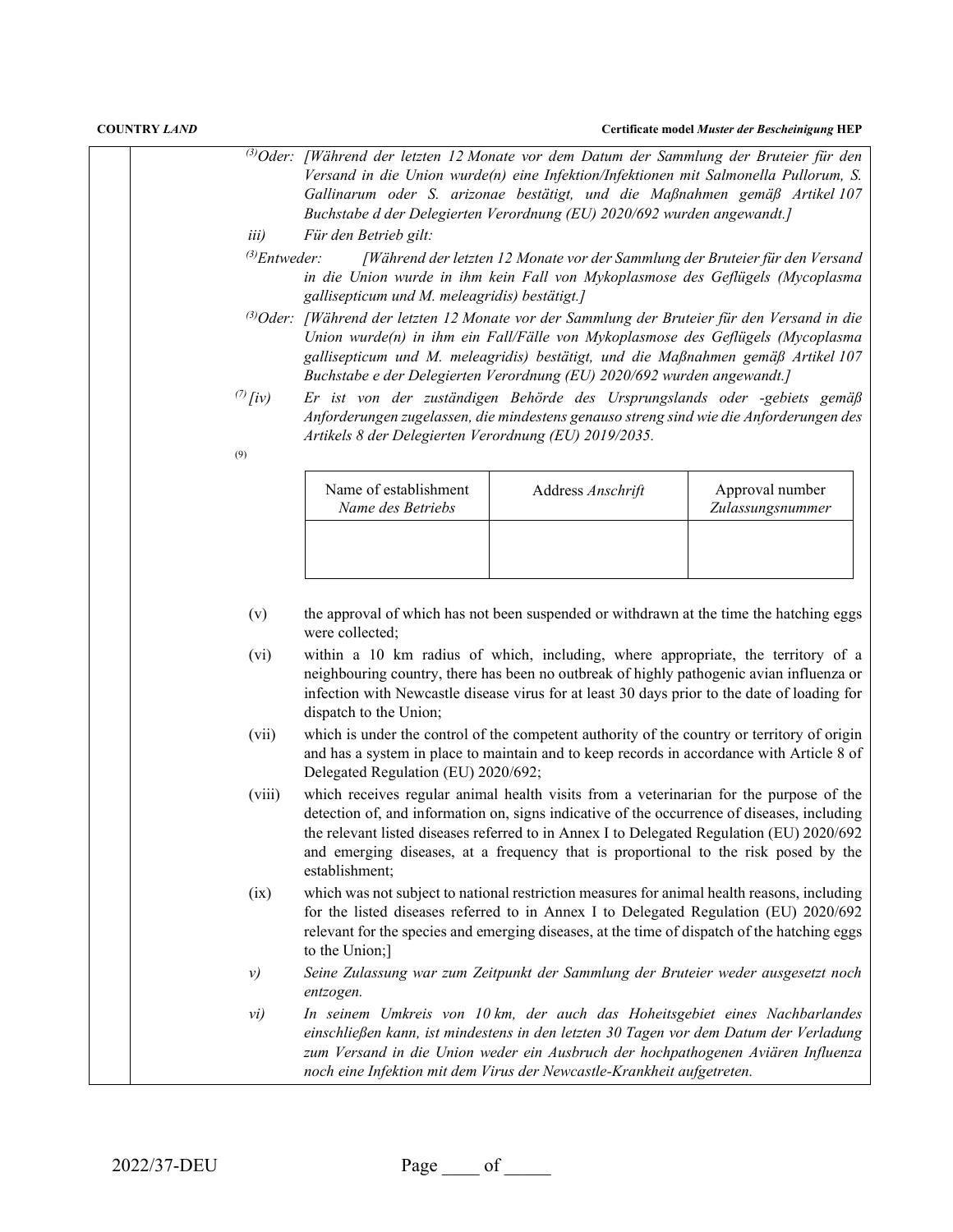[3]*Oder:* *[Während der letzten 12 Monate vor dem Datum der Sammlung der Bruteier für den Versand in die Union wurde(n) eine Infektion/Infektionen mit Salmonella Pullorum, S. Gallinarum oder S. arizonae bestätigt, und die Maßnahmen gemäß Artikel 107 Buchstabe d der Delegierten Verordnung (EU) 2020/692 wurden angewandt.]*

*iii)* *Für den Betrieb gilt:*

[3]*Entweder:* *[Während der letzten 12 Monate vor der Sammlung der Bruteier für den Versand in die Union wurde in ihm kein Fall von Mykoplasmose des Geflügels (Mycoplasma gallisepticum und M. meleagridis) bestätigt.]*

[3]*Oder:* *[Während der letzten 12 Monate vor der Sammlung der Bruteier für den Versand in die Union wurde(n) in ihm ein Fall/Fälle von Mykoplasmose des Geflügels (Mycoplasma gallisepticum und M. meleagridis) bestätigt, und die Maßnahmen gemäß Artikel 107 Buchstabe e der Delegierten Verordnung (EU) 2020/692 wurden angewandt.]*

[7] *[iv)* *Er ist von der zuständigen Behörde des Ursprungslands oder -gebiets gemäß Anforderungen zugelassen, die mindestens genauso streng sind wie die Anforderungen des Artikels 8 der Delegierten Verordnung (EU) 2019/2035.*

[9]

| Name of establishment *Name des Betriebs* | Address *Anschrift* | Approval number *Zulassungsnummer* |
|---|---|---|
| | | |

(v) the approval of which has not been suspended or withdrawn at the time the hatching eggs were collected;

(vi) within a 10 km radius of which, including, where appropriate, the territory of a neighbouring country, there has been no outbreak of highly pathogenic avian influenza or infection with Newcastle disease virus for at least 30 days prior to the date of loading for dispatch to the Union;

(vii) which is under the control of the competent authority of the country or territory of origin and has a system in place to maintain and to keep records in accordance with Article 8 of Delegated Regulation (EU) 2020/692;

(viii) which receives regular animal health visits from a veterinarian for the purpose of the detection of, and information on, signs indicative of the occurrence of diseases, including the relevant listed diseases referred to in Annex I to Delegated Regulation (EU) 2020/692 and emerging diseases, at a frequency that is proportional to the risk posed by the establishment;

(ix) which was not subject to national restriction measures for animal health reasons, including for the listed diseases referred to in Annex I to Delegated Regulation (EU) 2020/692 relevant for the species and emerging diseases, at the time of dispatch of the hatching eggs to the Union;]

*v)* *Seine Zulassung war zum Zeitpunkt der Sammlung der Bruteier weder ausgesetzt noch entzogen.*

*vi)* *In seinem Umkreis von 10 km, der auch das Hoheitsgebiet eines Nachbarlandes einschließen kann, ist mindestens in den letzten 30 Tagen vor dem Datum der Verladung zum Versand in die Union weder ein Ausbruch der hochpathogenen Aviären Influenza noch eine Infektion mit dem Virus der Newcastle-Krankheit aufgetreten.*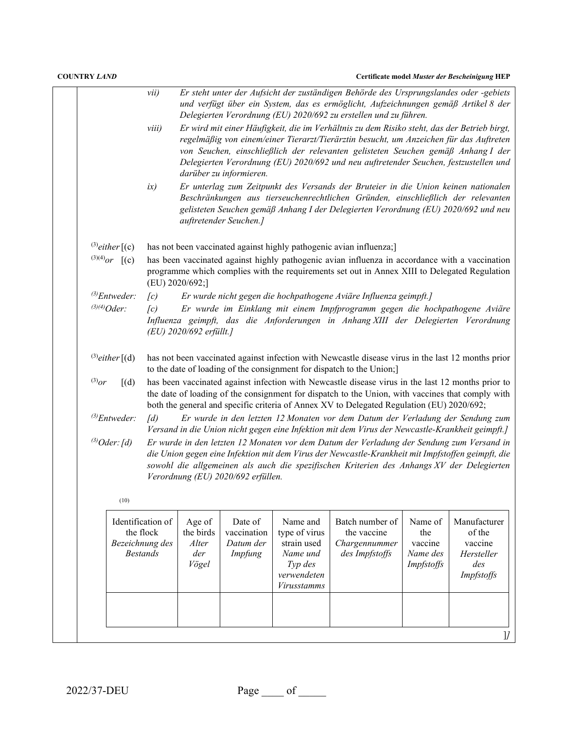vii) *Er steht unter der Aufsicht der zuständigen Behörde des Ursprungslandes oder -gebiets und verfügt über ein System, das es ermöglicht, Aufzeichnungen gemäß Artikel 8 der Delegierten Verordnung (EU) 2020/692 zu erstellen und zu führen.*

viii) *Er wird mit einer Häufigkeit, die im Verhältnis zu dem Risiko steht, das der Betrieb birgt, regelmäßig von einem/einer Tierarzt/Tierärztin besucht, um Anzeichen für das Auftreten von Seuchen, einschließlich der relevanten gelisteten Seuchen gemäß Anhang I der Delegierten Verordnung (EU) 2020/692 und neu auftretender Seuchen, festzustellen und darüber zu informieren.*

ix) *Er unterlag zum Zeitpunkt des Versands der Bruteier in die Union keinen nationalen Beschränkungen aus tierseuchenrechtlichen Gründen, einschließlich der relevanten gelisteten Seuchen gemäß Anhang I der Delegierten Verordnung (EU) 2020/692 und neu auftretender Seuchen.]*

(3)*either* [(c) has not been vaccinated against highly pathogenic avian influenza;]

(3)(4)*or* [(c) has been vaccinated against highly pathogenic avian influenza in accordance with a vaccination programme which complies with the requirements set out in Annex XIII to Delegated Regulation (EU) 2020/692;]

(3)*Entweder:* *[c) Er wurde nicht gegen die hochpathogene Aviäre Influenza geimpft.]*

(3)(4)*Oder:* *[c) Er wurde im Einklang mit einem Impfprogramm gegen die hochpathogene Aviäre Influenza geimpft, das die Anforderungen in Anhang XIII der Delegierten Verordnung (EU) 2020/692 erfüllt.]*

(3)*either* [(d) has not been vaccinated against infection with Newcastle disease virus in the last 12 months prior to the date of loading of the consignment for dispatch to the Union;]

(3)*or* [(d) has been vaccinated against infection with Newcastle disease virus in the last 12 months prior to the date of loading of the consignment for dispatch to the Union, with vaccines that comply with both the general and specific criteria of Annex XV to Delegated Regulation (EU) 2020/692;

(3)*Entweder:* *[d) Er wurde in den letzten 12 Monaten vor dem Datum der Verladung der Sendung zum Versand in die Union nicht gegen eine Infektion mit dem Virus der Newcastle-Krankheit geimpft.]*

(3)*Oder: [d) Er wurde in den letzten 12 Monaten vor dem Datum der Verladung der Sendung zum Versand in die Union gegen eine Infektion mit dem Virus der Newcastle-Krankheit mit Impfstoffen geimpft, die sowohl die allgemeinen als auch die spezifischen Kriterien des Anhangs XV der Delegierten Verordnung (EU) 2020/692 erfüllen.*

(10)

| Identification of the flock *Bezeichnung des Bestands* | Age of the birds *Alter der Vögel* | Date of vaccination *Datum der Impfung* | Name and type of virus strain used *Name und Typ des verwendeten Virusstamms* | Batch number of the vaccine *Chargennummer des Impfstoffs* | Name of the vaccine *Name des Impfstoffs* | Manufacturer of the vaccine *Hersteller des Impfstoffs* |
|---|---|---|---|---|---|---|
| | | | | | | |

]/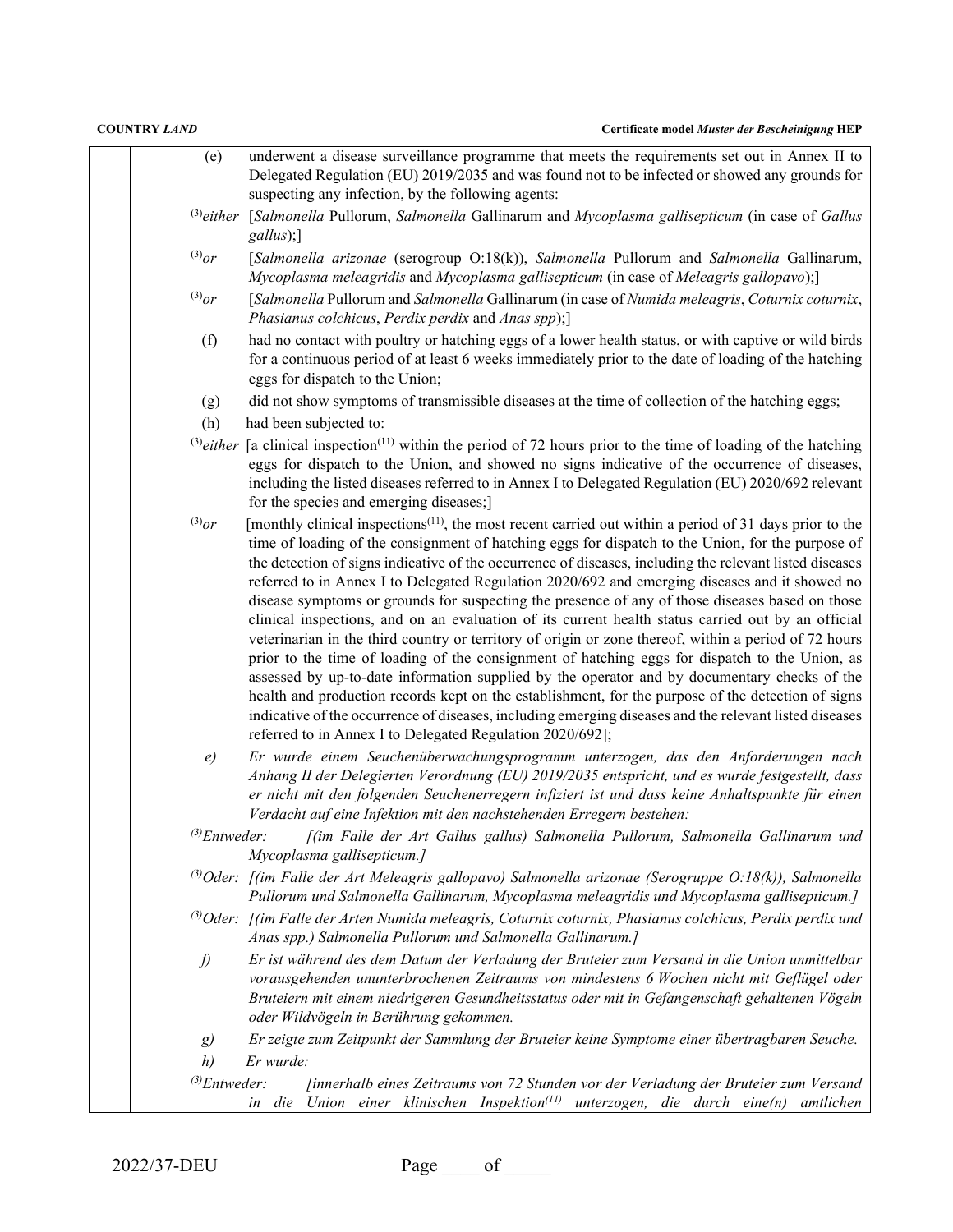(e) underwent a disease surveillance programme that meets the requirements set out in Annex II to Delegated Regulation (EU) 2019/2035 and was found not to be infected or showed any grounds for suspecting any infection, by the following agents:

[(3)]*either* [*Salmonella* Pullorum, *Salmonella* Gallinarum and *Mycoplasma gallisepticum* (in case of *Gallus gallus*);]

[(3)]*or* [*Salmonella arizonae* (serogroup O:18(k)), *Salmonella* Pullorum and *Salmonella* Gallinarum, *Mycoplasma meleagridis* and *Mycoplasma gallisepticum* (in case of *Meleagris gallopavo*);]

[(3)]*or* [*Salmonella* Pullorum and *Salmonella* Gallinarum (in case of *Numida meleagris*, *Coturnix coturnix*, *Phasianus colchicus*, *Perdix perdix* and *Anas spp*);]

(f) had no contact with poultry or hatching eggs of a lower health status, or with captive or wild birds for a continuous period of at least 6 weeks immediately prior to the date of loading of the hatching eggs for dispatch to the Union;

(g) did not show symptoms of transmissible diseases at the time of collection of the hatching eggs;

(h) had been subjected to:

[(3)]*either* [a clinical inspection[(11)] within the period of 72 hours prior to the time of loading of the hatching eggs for dispatch to the Union, and showed no signs indicative of the occurrence of diseases, including the listed diseases referred to in Annex I to Delegated Regulation (EU) 2020/692 relevant for the species and emerging diseases;]

[(3)]*or* [monthly clinical inspections[(11)], the most recent carried out within a period of 31 days prior to the time of loading of the consignment of hatching eggs for dispatch to the Union, for the purpose of the detection of signs indicative of the occurrence of diseases, including the relevant listed diseases referred to in Annex I to Delegated Regulation 2020/692 and emerging diseases and it showed no disease symptoms or grounds for suspecting the presence of any of those diseases based on those clinical inspections, and on an evaluation of its current health status carried out by an official veterinarian in the third country or territory of origin or zone thereof, within a period of 72 hours prior to the time of loading of the consignment of hatching eggs for dispatch to the Union, as assessed by up-to-date information supplied by the operator and by documentary checks of the health and production records kept on the establishment, for the purpose of the detection of signs indicative of the occurrence of diseases, including emerging diseases and the relevant listed diseases referred to in Annex I to Delegated Regulation 2020/692];

*e) Er wurde einem Seuchenüberwachungsprogramm unterzogen, das den Anforderungen nach Anhang II der Delegierten Verordnung (EU) 2019/2035 entspricht, und es wurde festgestellt, dass er nicht mit den folgenden Seuchenerregern infiziert ist und dass keine Anhaltspunkte für einen Verdacht auf eine Infektion mit den nachstehenden Erregern bestehen:*

[(3)]*Entweder: [(im Falle der Art Gallus gallus) Salmonella Pullorum, Salmonella Gallinarum und Mycoplasma gallisepticum.]*

[(3)]*Oder: [(im Falle der Art Meleagris gallopavo) Salmonella arizonae (Serogruppe O:18(k)), Salmonella Pullorum und Salmonella Gallinarum, Mycoplasma meleagridis und Mycoplasma gallisepticum.]*

[(3)]*Oder: [(im Falle der Arten Numida meleagris, Coturnix coturnix, Phasianus colchicus, Perdix perdix und Anas spp.) Salmonella Pullorum und Salmonella Gallinarum.]*

*f) Er ist während des dem Datum der Verladung der Bruteier zum Versand in die Union unmittelbar vorausgehenden ununterbrochenen Zeitraums von mindestens 6 Wochen nicht mit Geflügel oder Bruteiern mit einem niedrigeren Gesundheitsstatus oder mit in Gefangenschaft gehaltenen Vögeln oder Wildvögeln in Berührung gekommen.*

*g) Er zeigte zum Zeitpunkt der Sammlung der Bruteier keine Symptome einer übertragbaren Seuche.*

*h) Er wurde:*

[(3)]*Entweder: [innerhalb eines Zeitraums von 72 Stunden vor der Verladung der Bruteier zum Versand in die Union einer klinischen Inspektion[(11)] unterzogen, die durch eine(n) amtlichen*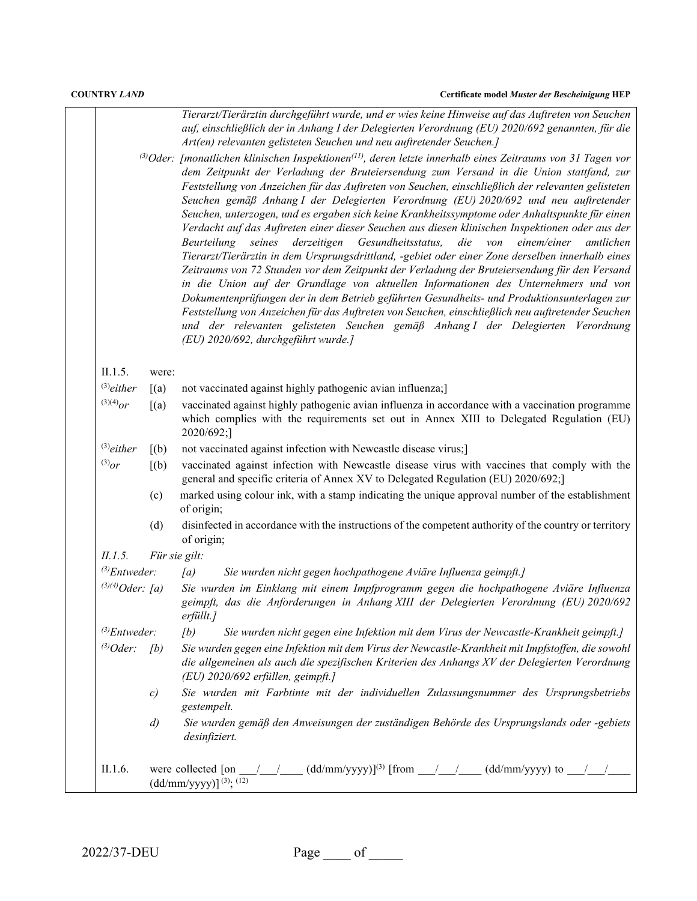*Tierarzt/Tierärztin durchgeführt wurde, und er wies keine Hinweise auf das Auftreten von Seuchen auf, einschließlich der in Anhang I der Delegierten Verordnung (EU) 2020/692 genannten, für die Art(en) relevanten gelisteten Seuchen und neu auftretender Seuchen.]*

[3]*Oder: [monatlichen klinischen Inspektionen*[11]*, deren letzte innerhalb eines Zeitraums von 31 Tagen vor dem Zeitpunkt der Verladung der Bruteiersendung zum Versand in die Union stattfand, zur Feststellung von Anzeichen für das Auftreten von Seuchen, einschließlich der relevanten gelisteten Seuchen gemäß Anhang I der Delegierten Verordnung (EU) 2020/692 und neu auftretender Seuchen, unterzogen, und es ergaben sich keine Krankheitssymptome oder Anhaltspunkte für einen Verdacht auf das Auftreten einer dieser Seuchen aus diesen klinischen Inspektionen oder aus der Beurteilung seines derzeitigen Gesundheitsstatus, die von einem/einer amtlichen Tierarzt/Tierärztin in dem Ursprungsdrittland, -gebiet oder einer Zone derselben innerhalb eines Zeitraums von 72 Stunden vor dem Zeitpunkt der Verladung der Bruteiersendung für den Versand in die Union auf der Grundlage von aktuellen Informationen des Unternehmers und von Dokumentenprüfungen der in dem Betrieb geführten Gesundheits- und Produktionsunterlagen zur Feststellung von Anzeichen für das Auftreten von Seuchen, einschließlich neu auftretender Seuchen und der relevanten gelisteten Seuchen gemäß Anhang I der Delegierten Verordnung (EU) 2020/692, durchgeführt wurde.]*

II.1.5. were:

[3]either [(a) not vaccinated against highly pathogenic avian influenza;]

[3][4]or [(a) vaccinated against highly pathogenic avian influenza in accordance with a vaccination programme which complies with the requirements set out in Annex XIII to Delegated Regulation (EU) 2020/692;]

[3]either [(b) not vaccinated against infection with Newcastle disease virus;]

[3]or [(b) vaccinated against infection with Newcastle disease virus with vaccines that comply with the general and specific criteria of Annex XV to Delegated Regulation (EU) 2020/692;]

(c) marked using colour ink, with a stamp indicating the unique approval number of the establishment of origin;

(d) disinfected in accordance with the instructions of the competent authority of the country or territory of origin;

*II.1.5. Für sie gilt:*

[3]*Entweder: [a) Sie wurden nicht gegen hochpathogene Aviäre Influenza geimpft.]*

[3][4]*Oder: [a) Sie wurden im Einklang mit einem Impfprogramm gegen die hochpathogene Aviäre Influenza geimpft, das die Anforderungen in Anhang XIII der Delegierten Verordnung (EU) 2020/692 erfüllt.]*

[3]*Entweder: [b) Sie wurden nicht gegen eine Infektion mit dem Virus der Newcastle-Krankheit geimpft.]*

[3]*Oder: [b) Sie wurden gegen eine Infektion mit dem Virus der Newcastle-Krankheit mit Impfstoffen, die sowohl die allgemeinen als auch die spezifischen Kriterien des Anhangs XV der Delegierten Verordnung (EU) 2020/692 erfüllen, geimpft.]*

*c) Sie wurden mit Farbtinte mit der individuellen Zulassungsnummer des Ursprungsbetriebs gestempelt.*

*d) Sie wurden gemäß den Anweisungen der zuständigen Behörde des Ursprungslands oder -gebiets desinfiziert.*

II.1.6. were collected [on \_\_\_/\_\_\_/\_\_\_\_ (dd/mm/yyyy)][3] [from \_\_\_/\_\_\_/\_\_\_\_ (dd/mm/yyyy) to \_\_\_/\_\_\_/\_\_\_\_ (dd/mm/yyyy)] [3]; [12]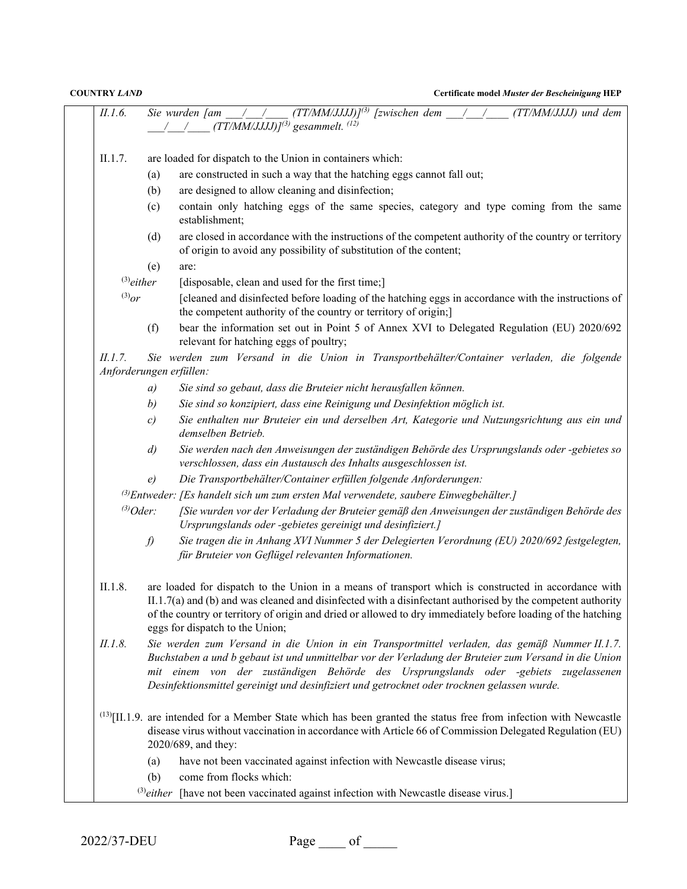*II.1.6. Sie wurden [am ___/___/____ (TT/MM/JJJJ)]*[(3)] *[zwischen dem ___/___/____ (TT/MM/JJJJ) und dem ___/___/____ (TT/MM/JJJJ)]*[(3)] *gesammelt.* [(12)]

II.1.7. are loaded for dispatch to the Union in containers which:

(a) are constructed in such a way that the hatching eggs cannot fall out;

(b) are designed to allow cleaning and disinfection;

(c) contain only hatching eggs of the same species, category and type coming from the same establishment;

(d) are closed in accordance with the instructions of the competent authority of the country or territory of origin to avoid any possibility of substitution of the content;

(e) are:

[(3)]*either* [disposable, clean and used for the first time;]

[(3)]*or* [cleaned and disinfected before loading of the hatching eggs in accordance with the instructions of the competent authority of the country or territory of origin;]

(f) bear the information set out in Point 5 of Annex XVI to Delegated Regulation (EU) 2020/692 relevant for hatching eggs of poultry;

*II.1.7. Sie werden zum Versand in die Union in Transportbehälter/Container verladen, die folgende Anforderungen erfüllen:*

*a) Sie sind so gebaut, dass die Bruteier nicht herausfallen können.*

*b) Sie sind so konzipiert, dass eine Reinigung und Desinfektion möglich ist.*

*c) Sie enthalten nur Bruteier ein und derselben Art, Kategorie und Nutzungsrichtung aus ein und demselben Betrieb.*

*d) Sie werden nach den Anweisungen der zuständigen Behörde des Ursprungslands oder -gebietes so verschlossen, dass ein Austausch des Inhalts ausgeschlossen ist.*

*e) Die Transportbehälter/Container erfüllen folgende Anforderungen:*

[(3)]*Entweder: [Es handelt sich um zum ersten Mal verwendete, saubere Einwegbehälter.]*

[(3)]*Oder: [Sie wurden vor der Verladung der Bruteier gemäß den Anweisungen der zuständigen Behörde des Ursprungslands oder -gebietes gereinigt und desinfiziert.]*

*f) Sie tragen die in Anhang XVI Nummer 5 der Delegierten Verordnung (EU) 2020/692 festgelegten, für Bruteier von Geflügel relevanten Informationen.*

II.1.8. are loaded for dispatch to the Union in a means of transport which is constructed in accordance with II.1.7(a) and (b) and was cleaned and disinfected with a disinfectant authorised by the competent authority of the country or territory of origin and dried or allowed to dry immediately before loading of the hatching eggs for dispatch to the Union;

*II.1.8. Sie werden zum Versand in die Union in ein Transportmittel verladen, das gemäß Nummer II.1.7. Buchstaben a und b gebaut ist und unmittelbar vor der Verladung der Bruteier zum Versand in die Union mit einem von der zuständigen Behörde des Ursprungslands oder -gebiets zugelassenen Desinfektionsmittel gereinigt und desinfiziert und getrocknet oder trocknen gelassen wurde.*

[(13)][II.1.9. are intended for a Member State which has been granted the status free from infection with Newcastle disease virus without vaccination in accordance with Article 66 of Commission Delegated Regulation (EU) 2020/689, and they:

(a) have not been vaccinated against infection with Newcastle disease virus;

(b) come from flocks which:

[(3)]*either* [have not been vaccinated against infection with Newcastle disease virus.]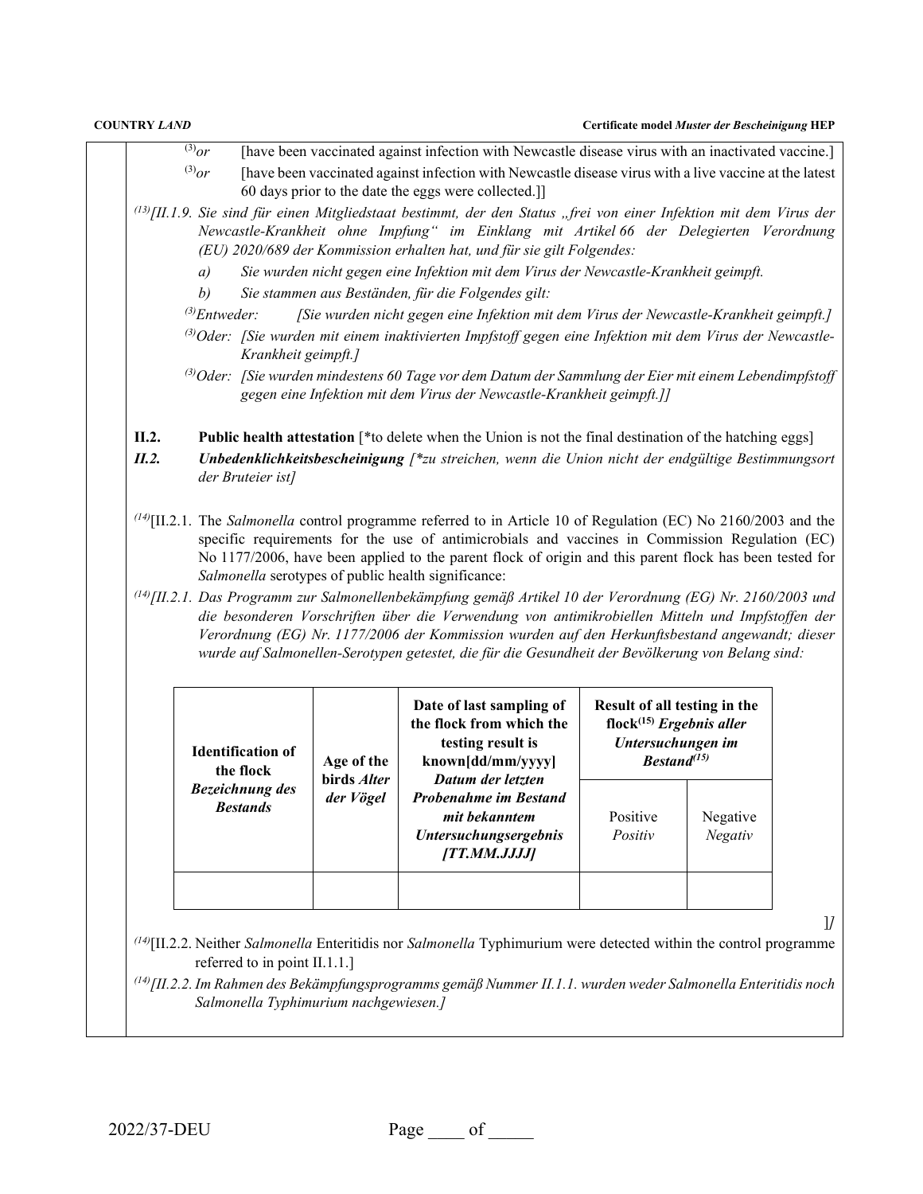(3)*or* [have been vaccinated against infection with Newcastle disease virus with an inactivated vaccine.]

(3)*or* [have been vaccinated against infection with Newcastle disease virus with a live vaccine at the latest 60 days prior to the date the eggs were collected.]]

*(13)[II.1.9. Sie sind für einen Mitgliedstaat bestimmt, der den Status „frei von einer Infektion mit dem Virus der Newcastle-Krankheit ohne Impfung" im Einklang mit Artikel 66 der Delegierten Verordnung (EU) 2020/689 der Kommission erhalten hat, und für sie gilt Folgendes:*

*a) Sie wurden nicht gegen eine Infektion mit dem Virus der Newcastle-Krankheit geimpft.*

*b) Sie stammen aus Beständen, für die Folgendes gilt:*

*(3)Entweder: [Sie wurden nicht gegen eine Infektion mit dem Virus der Newcastle-Krankheit geimpft.]*

*(3)Oder: [Sie wurden mit einem inaktivierten Impfstoff gegen eine Infektion mit dem Virus der Newcastle-Krankheit geimpft.]*

*(3)Oder: [Sie wurden mindestens 60 Tage vor dem Datum der Sammlung der Eier mit einem Lebendimpfstoff gegen eine Infektion mit dem Virus der Newcastle-Krankheit geimpft.]]*

**II.2. Public health attestation** [*to delete when the Union is not the final destination of the hatching eggs]

***II.2. Unbedenklichkeitsbescheinigung*** *[*zu streichen, wenn die Union nicht der endgültige Bestimmungsort der Bruteier ist]*

(14)[II.2.1. The *Salmonella* control programme referred to in Article 10 of Regulation (EC) No 2160/2003 and the specific requirements for the use of antimicrobials and vaccines in Commission Regulation (EC) No 1177/2006, have been applied to the parent flock of origin and this parent flock has been tested for *Salmonella* serotypes of public health significance:

*(14)[II.2.1. Das Programm zur Salmonellenbekämpfung gemäß Artikel 10 der Verordnung (EG) Nr. 2160/2003 und die besonderen Vorschriften über die Verwendung von antimikrobiellen Mitteln und Impfstoffen der Verordnung (EG) Nr. 1177/2006 der Kommission wurden auf den Herkunftsbestand angewandt; dieser wurde auf Salmonellen-Serotypen getestet, die für die Gesundheit der Bevölkerung von Belang sind:*

| **Identification of the flock** ***Bezeichnung des Bestands*** | **Age of the birds** ***Alter der Vögel*** | **Date of last sampling of the flock from which the testing result is known[dd/mm/yyyy]** ***Datum der letzten Probenahme im Bestand mit bekanntem Untersuchungsergebnis [TT.MM.JJJJ]*** | **Result of all testing in the flock(15)** ***Ergebnis aller Untersuchungen im Bestand(15)*** | |
|---|---|---|---|---|
| | | | Positive *Positiv* | Negative *Negativ* |
| | | | | |

]*]*

(14)[II.2.2. Neither *Salmonella* Enteritidis nor *Salmonella* Typhimurium were detected within the control programme referred to in point II.1.1.]

*(14)[II.2.2. Im Rahmen des Bekämpfungsprogramms gemäß Nummer II.1.1. wurden weder Salmonella Enteritidis noch Salmonella Typhimurium nachgewiesen.]*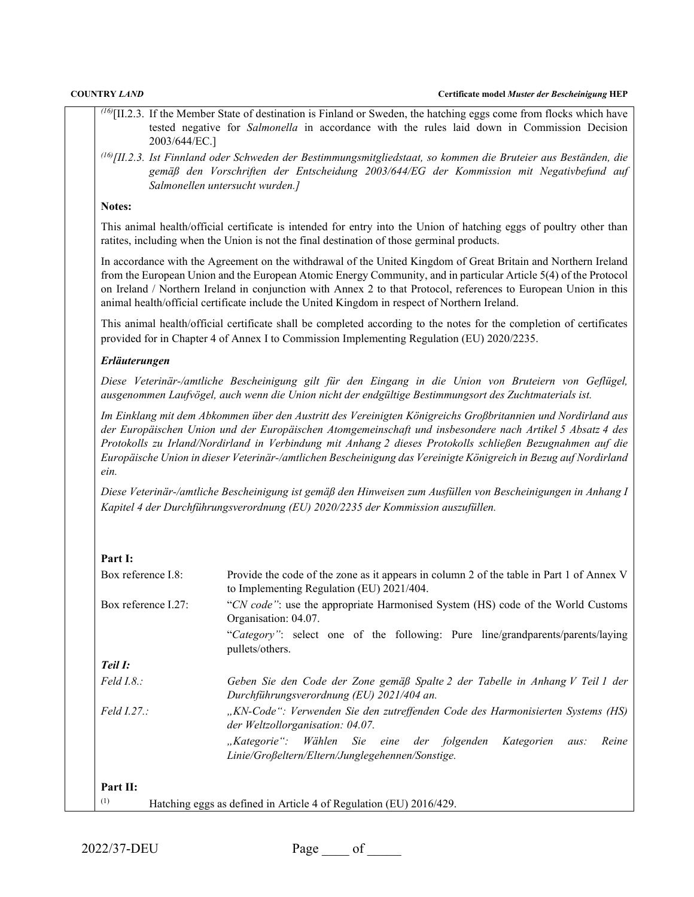[16][II.2.3. If the Member State of destination is Finland or Sweden, the hatching eggs come from flocks which have tested negative for *Salmonella* in accordance with the rules laid down in Commission Decision 2003/644/EC.]

*[16][II.2.3. Ist Finnland oder Schweden der Bestimmungsmitgliedstaat, so kommen die Bruteier aus Beständen, die gemäß den Vorschriften der Entscheidung 2003/644/EG der Kommission mit Negativbefund auf Salmonellen untersucht wurden.]*

**Notes:**

This animal health/official certificate is intended for entry into the Union of hatching eggs of poultry other than ratites, including when the Union is not the final destination of those germinal products.

In accordance with the Agreement on the withdrawal of the United Kingdom of Great Britain and Northern Ireland from the European Union and the European Atomic Energy Community, and in particular Article 5(4) of the Protocol on Ireland / Northern Ireland in conjunction with Annex 2 to that Protocol, references to European Union in this animal health/official certificate include the United Kingdom in respect of Northern Ireland.

This animal health/official certificate shall be completed according to the notes for the completion of certificates provided for in Chapter 4 of Annex I to Commission Implementing Regulation (EU) 2020/2235.

***Erläuterungen***

*Diese Veterinär-/amtliche Bescheinigung gilt für den Eingang in die Union von Bruteiern von Geflügel, ausgenommen Laufvögel, auch wenn die Union nicht der endgültige Bestimmungsort des Zuchtmaterials ist.*

*Im Einklang mit dem Abkommen über den Austritt des Vereinigten Königreichs Großbritannien und Nordirland aus der Europäischen Union und der Europäischen Atomgemeinschaft und insbesondere nach Artikel 5 Absatz 4 des Protokolls zu Irland/Nordirland in Verbindung mit Anhang 2 dieses Protokolls schließen Bezugnahmen auf die Europäische Union in dieser Veterinär-/amtlichen Bescheinigung das Vereinigte Königreich in Bezug auf Nordirland ein.*

*Diese Veterinär-/amtliche Bescheinigung ist gemäß den Hinweisen zum Ausfüllen von Bescheinigungen in Anhang I Kapitel 4 der Durchführungsverordnung (EU) 2020/2235 der Kommission auszufüllen.*

**Part I:**

| | |
|---|---|
| Box reference I.8: | Provide the code of the zone as it appears in column 2 of the table in Part 1 of Annex V to Implementing Regulation (EU) 2021/404. |
| Box reference I.27: | "*CN code*": use the appropriate Harmonised System (HS) code of the World Customs Organisation: 04.07. |
| | "*Category*": select one of the following: Pure line/grandparents/parents/laying pullets/others. |

***Teil I:***

| | |
|---|---|
| *Feld I.8.:* | *Geben Sie den Code der Zone gemäß Spalte 2 der Tabelle in Anhang V Teil 1 der Durchführungsverordnung (EU) 2021/404 an.* |
| *Feld I.27.:* | *„KN-Code": Verwenden Sie den zutreffenden Code des Harmonisierten Systems (HS) der Weltzollorganisation: 04.07.* |
| | *„Kategorie": Wählen Sie eine der folgenden Kategorien aus: Reine Linie/Großeltern/Eltern/Junglegehennen/Sonstige.* |

**Part II:**

(1) Hatching eggs as defined in Article 4 of Regulation (EU) 2016/429.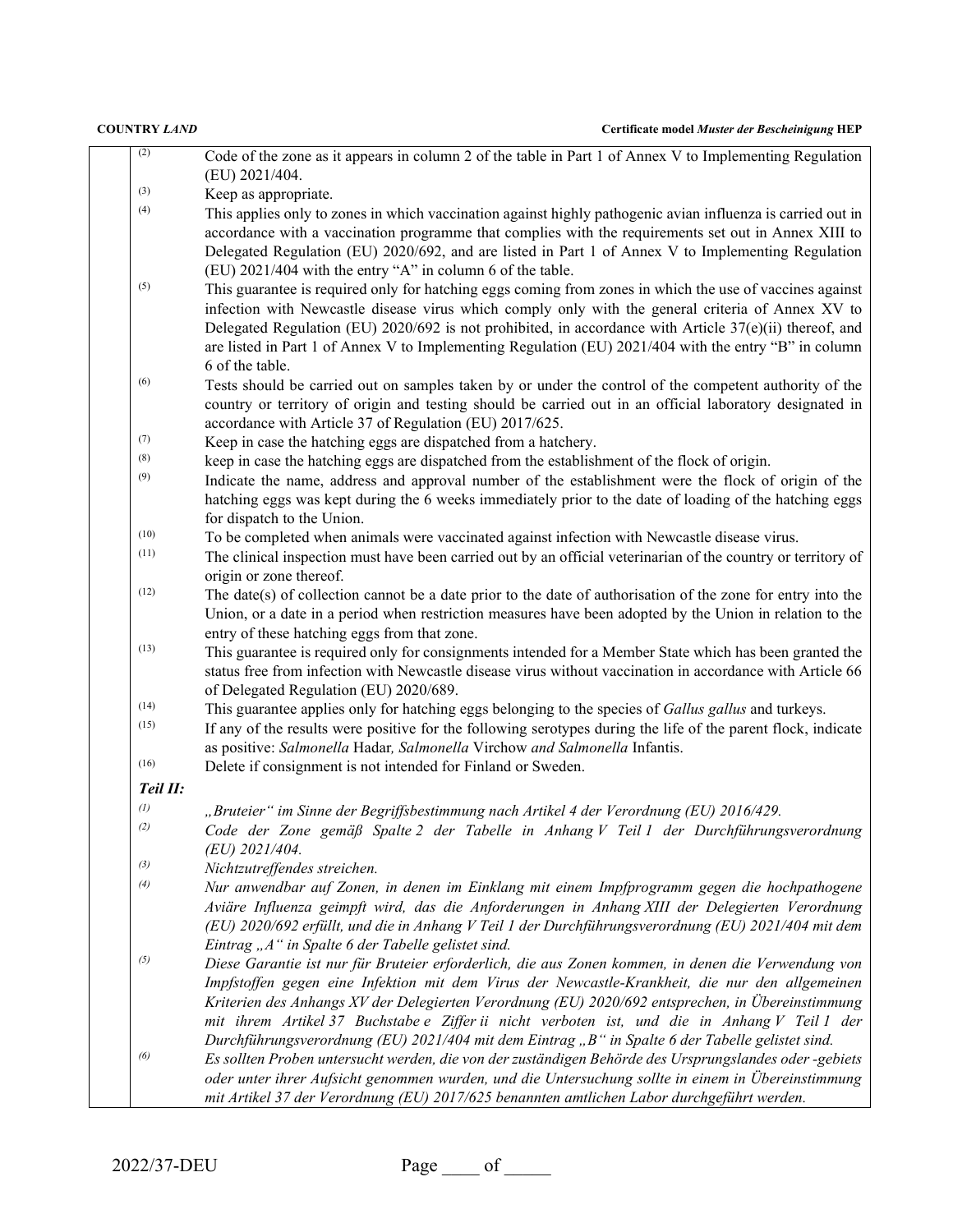(2) Code of the zone as it appears in column 2 of the table in Part 1 of Annex V to Implementing Regulation (EU) 2021/404.

(3) Keep as appropriate.

(4) This applies only to zones in which vaccination against highly pathogenic avian influenza is carried out in accordance with a vaccination programme that complies with the requirements set out in Annex XIII to Delegated Regulation (EU) 2020/692, and are listed in Part 1 of Annex V to Implementing Regulation (EU) 2021/404 with the entry "A" in column 6 of the table.

(5) This guarantee is required only for hatching eggs coming from zones in which the use of vaccines against infection with Newcastle disease virus which comply only with the general criteria of Annex XV to Delegated Regulation (EU) 2020/692 is not prohibited, in accordance with Article 37(e)(ii) thereof, and are listed in Part 1 of Annex V to Implementing Regulation (EU) 2021/404 with the entry "B" in column 6 of the table.

(6) Tests should be carried out on samples taken by or under the control of the competent authority of the country or territory of origin and testing should be carried out in an official laboratory designated in accordance with Article 37 of Regulation (EU) 2017/625.

(7) Keep in case the hatching eggs are dispatched from a hatchery.

(8) keep in case the hatching eggs are dispatched from the establishment of the flock of origin.

(9) Indicate the name, address and approval number of the establishment were the flock of origin of the hatching eggs was kept during the 6 weeks immediately prior to the date of loading of the hatching eggs for dispatch to the Union.

(10) To be completed when animals were vaccinated against infection with Newcastle disease virus.

(11) The clinical inspection must have been carried out by an official veterinarian of the country or territory of origin or zone thereof.

(12) The date(s) of collection cannot be a date prior to the date of authorisation of the zone for entry into the Union, or a date in a period when restriction measures have been adopted by the Union in relation to the entry of these hatching eggs from that zone.

(13) This guarantee is required only for consignments intended for a Member State which has been granted the status free from infection with Newcastle disease virus without vaccination in accordance with Article 66 of Delegated Regulation (EU) 2020/689.

(14) This guarantee applies only for hatching eggs belonging to the species of *Gallus gallus* and turkeys.

(15) If any of the results were positive for the following serotypes during the life of the parent flock, indicate as positive: *Salmonella* Hadar*, Salmonella* Virchow *and Salmonella* Infantis.

(16) Delete if consignment is not intended for Finland or Sweden.

***Teil II:***

*(1) „Bruteier" im Sinne der Begriffsbestimmung nach Artikel 4 der Verordnung (EU) 2016/429.*

*(2) Code der Zone gemäß Spalte 2 der Tabelle in Anhang V Teil 1 der Durchführungsverordnung (EU) 2021/404.*

*(3) Nichtzutreffendes streichen.*

*(4) Nur anwendbar auf Zonen, in denen im Einklang mit einem Impfprogramm gegen die hochpathogene Aviäre Influenza geimpft wird, das die Anforderungen in Anhang XIII der Delegierten Verordnung (EU) 2020/692 erfüllt, und die in Anhang V Teil 1 der Durchführungsverordnung (EU) 2021/404 mit dem Eintrag „A" in Spalte 6 der Tabelle gelistet sind.*

*(5) Diese Garantie ist nur für Bruteier erforderlich, die aus Zonen kommen, in denen die Verwendung von Impfstoffen gegen eine Infektion mit dem Virus der Newcastle-Krankheit, die nur den allgemeinen Kriterien des Anhangs XV der Delegierten Verordnung (EU) 2020/692 entsprechen, in Übereinstimmung mit ihrem Artikel 37 Buchstabe e Ziffer ii nicht verboten ist, und die in Anhang V Teil 1 der Durchführungsverordnung (EU) 2021/404 mit dem Eintrag „B" in Spalte 6 der Tabelle gelistet sind.*

*(6) Es sollten Proben untersucht werden, die von der zuständigen Behörde des Ursprungslandes oder -gebiets oder unter ihrer Aufsicht genommen wurden, und die Untersuchung sollte in einem in Übereinstimmung mit Artikel 37 der Verordnung (EU) 2017/625 benannten amtlichen Labor durchgeführt werden.*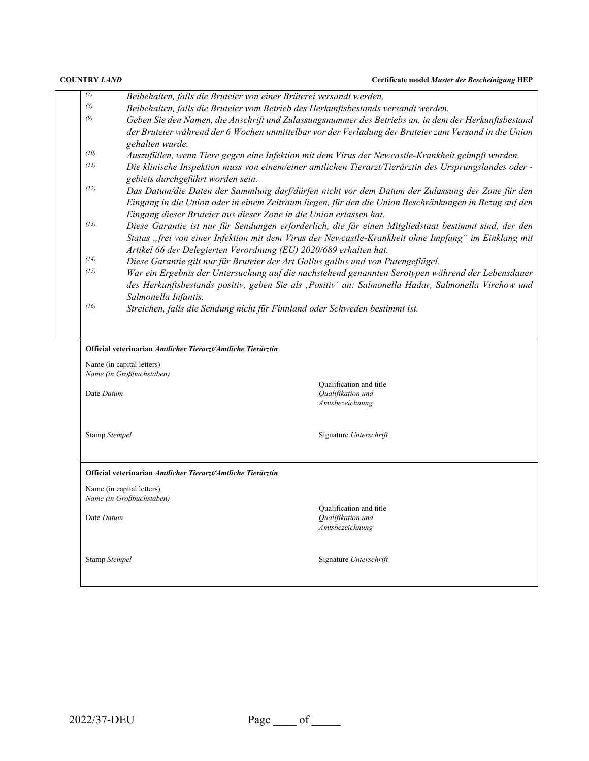(7) *Beibehalten, falls die Bruteier von einer Brüterei versandt werden.*

(8) *Beibehalten, falls die Bruteier vom Betrieb des Herkunftsbestands versandt werden.*

(9) *Geben Sie den Namen, die Anschrift und Zulassungsnummer des Betriebs an, in dem der Herkunftsbestand der Bruteier während der 6 Wochen unmittelbar vor der Verladung der Bruteier zum Versand in die Union gehalten wurde.*

(10) *Auszufüllen, wenn Tiere gegen eine Infektion mit dem Virus der Newcastle-Krankheit geimpft wurden.*

(11) *Die klinische Inspektion muss von einem/einer amtlichen Tierarzt/Tierärztin des Ursprungslandes oder -gebiets durchgeführt worden sein.*

(12) *Das Datum/die Daten der Sammlung darf/dürfen nicht vor dem Datum der Zulassung der Zone für den Eingang in die Union oder in einem Zeitraum liegen, für den die Union Beschränkungen in Bezug auf den Eingang dieser Bruteier aus dieser Zone in die Union erlassen hat.*

(13) *Diese Garantie ist nur für Sendungen erforderlich, die für einen Mitgliedstaat bestimmt sind, der den Status „frei von einer Infektion mit dem Virus der Newcastle-Krankheit ohne Impfung" im Einklang mit Artikel 66 der Delegierten Verordnung (EU) 2020/689 erhalten hat.*

(14) *Diese Garantie gilt nur für Bruteier der Art Gallus gallus und von Putengeflügel.*

(15) *War ein Ergebnis der Untersuchung auf die nachstehend genannten Serotypen während der Lebensdauer des Herkunftsbestands positiv, geben Sie als ‚Positiv' an: Salmonella Hadar, Salmonella Virchow und Salmonella Infantis.*

(16) *Streichen, falls die Sendung nicht für Finnland oder Schweden bestimmt ist.*

**Official veterinarian** ***Amtlicher Tierarzt/Amtliche Tierärztin***

Name (in capital letters)
*Name (in Großbuchstaben)*

Date *Datum*

Qualification and title
*Qualifikation und Amtsbezeichnung*

Stamp *Stempel*

Signature *Unterschrift*

**Official veterinarian** ***Amtlicher Tierarzt/Amtliche Tierärztin***

Name (in capital letters)
*Name (in Großbuchstaben)*

Date *Datum*

Qualification and title
*Qualifikation und Amtsbezeichnung*

Stamp *Stempel*

Signature *Unterschrift*